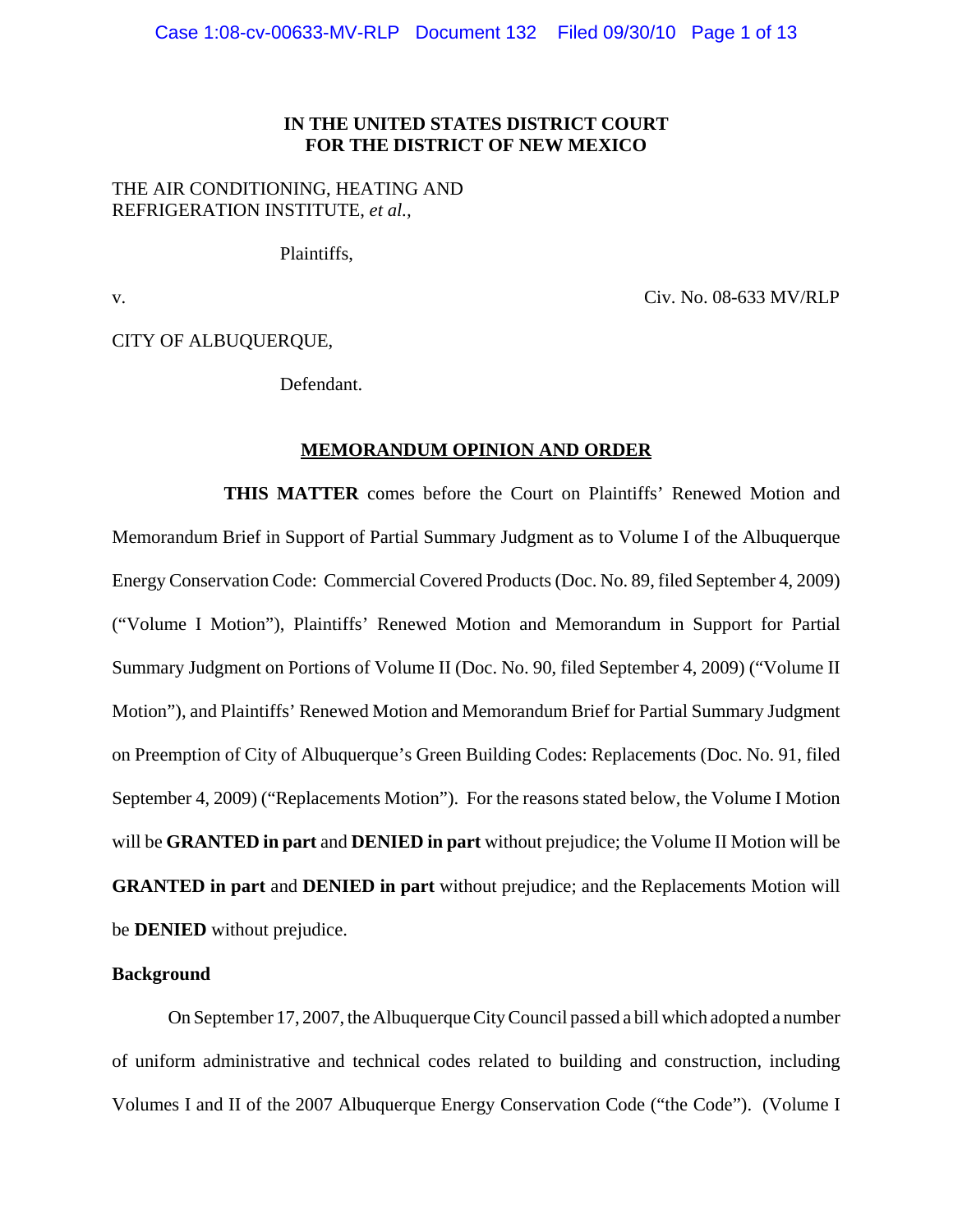**IN THE UNITED STATES DISTRICT COURT**
**FOR THE DISTRICT OF NEW MEXICO**

THE AIR CONDITIONING, HEATING AND REFRIGERATION INSTITUTE, *et al.,*

Plaintiffs,

v. Civ. No. 08-633 MV/RLP

CITY OF ALBUQUERQUE,

Defendant.

**MEMORANDUM OPINION AND ORDER**

**THIS MATTER** comes before the Court on Plaintiffs' Renewed Motion and Memorandum Brief in Support of Partial Summary Judgment as to Volume I of the Albuquerque Energy Conservation Code: Commercial Covered Products (Doc. No. 89, filed September 4, 2009) ("Volume I Motion"), Plaintiffs' Renewed Motion and Memorandum in Support for Partial Summary Judgment on Portions of Volume II (Doc. No. 90, filed September 4, 2009) ("Volume II Motion"), and Plaintiffs' Renewed Motion and Memorandum Brief for Partial Summary Judgment on Preemption of City of Albuquerque's Green Building Codes: Replacements (Doc. No. 91, filed September 4, 2009) ("Replacements Motion"). For the reasons stated below, the Volume I Motion will be **GRANTED in part** and **DENIED in part** without prejudice; the Volume II Motion will be **GRANTED in part** and **DENIED in part** without prejudice; and the Replacements Motion will be **DENIED** without prejudice.

**Background**

On September 17, 2007, the Albuquerque City Council passed a bill which adopted a number of uniform administrative and technical codes related to building and construction, including Volumes I and II of the 2007 Albuquerque Energy Conservation Code ("the Code"). (Volume I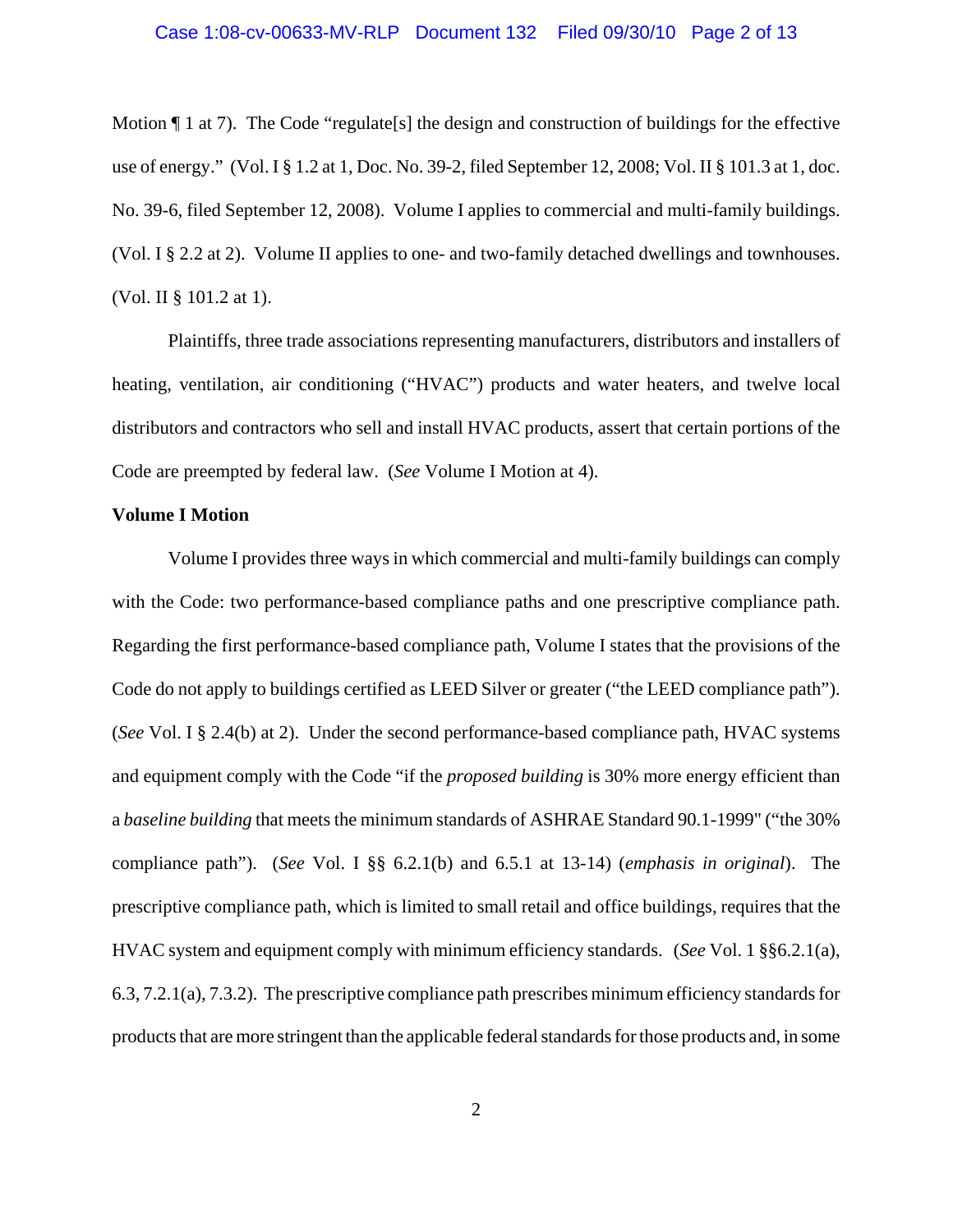Motion ¶ 1 at 7). The Code "regulate[s] the design and construction of buildings for the effective use of energy." (Vol. I § 1.2 at 1, Doc. No. 39-2, filed September 12, 2008; Vol. II § 101.3 at 1, doc. No. 39-6, filed September 12, 2008). Volume I applies to commercial and multi-family buildings. (Vol. I § 2.2 at 2). Volume II applies to one- and two-family detached dwellings and townhouses. (Vol. II § 101.2 at 1).

Plaintiffs, three trade associations representing manufacturers, distributors and installers of heating, ventilation, air conditioning ("HVAC") products and water heaters, and twelve local distributors and contractors who sell and install HVAC products, assert that certain portions of the Code are preempted by federal law. (*See* Volume I Motion at 4).

**Volume I Motion**

Volume I provides three ways in which commercial and multi-family buildings can comply with the Code: two performance-based compliance paths and one prescriptive compliance path. Regarding the first performance-based compliance path, Volume I states that the provisions of the Code do not apply to buildings certified as LEED Silver or greater ("the LEED compliance path"). (*See* Vol. I § 2.4(b) at 2). Under the second performance-based compliance path, HVAC systems and equipment comply with the Code "if the *proposed building* is 30% more energy efficient than a *baseline building* that meets the minimum standards of ASHRAE Standard 90.1-1999" ("the 30% compliance path"). (*See* Vol. I §§ 6.2.1(b) and 6.5.1 at 13-14) (*emphasis in original*). The prescriptive compliance path, which is limited to small retail and office buildings, requires that the HVAC system and equipment comply with minimum efficiency standards. (*See* Vol. 1 §§6.2.1(a), 6.3, 7.2.1(a), 7.3.2). The prescriptive compliance path prescribes minimum efficiency standards for products that are more stringent than the applicable federal standards for those products and, in some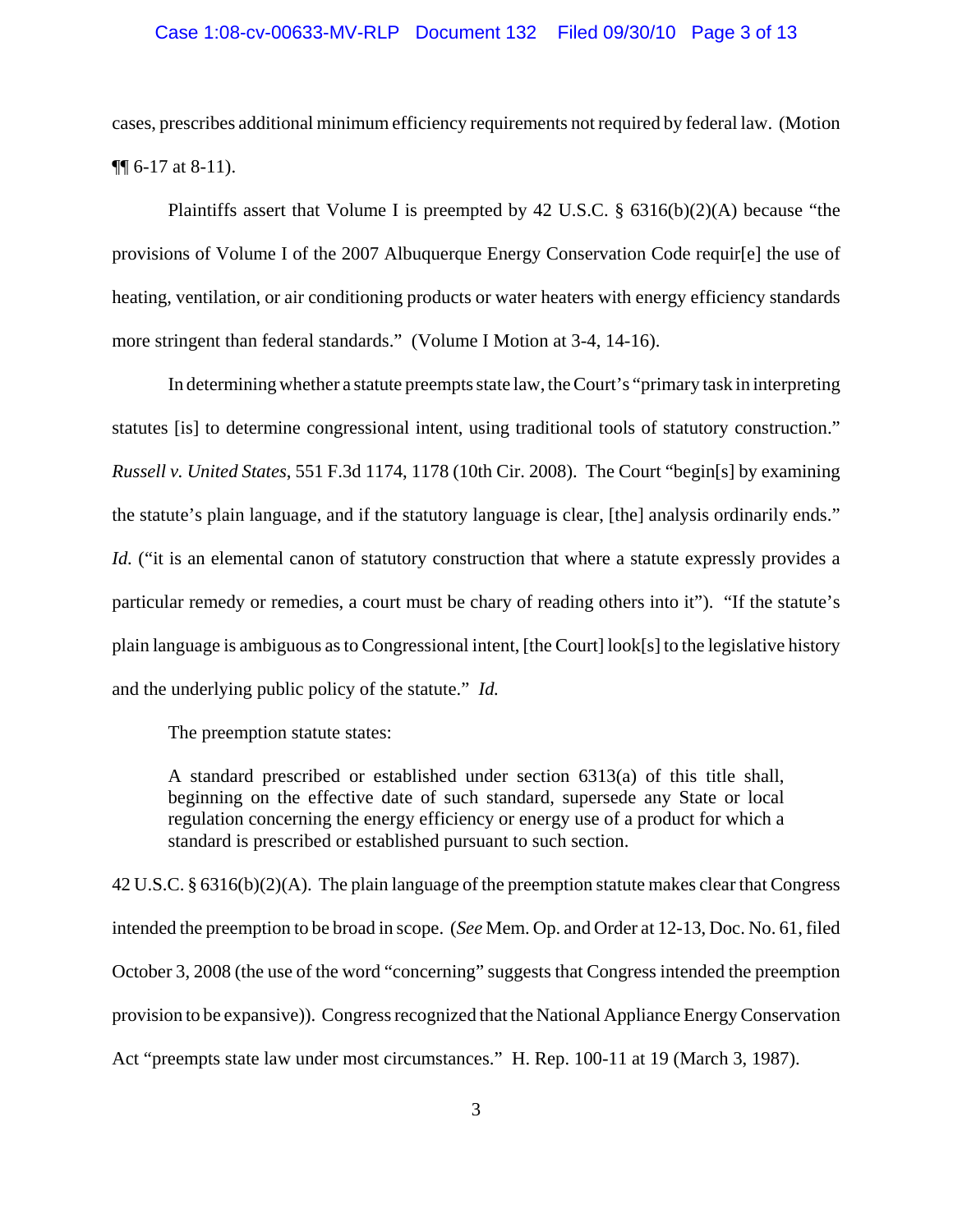cases, prescribes additional minimum efficiency requirements not required by federal law. (Motion ¶¶ 6-17 at 8-11).

Plaintiffs assert that Volume I is preempted by 42 U.S.C. § 6316(b)(2)(A) because "the provisions of Volume I of the 2007 Albuquerque Energy Conservation Code requir[e] the use of heating, ventilation, or air conditioning products or water heaters with energy efficiency standards more stringent than federal standards." (Volume I Motion at 3-4, 14-16).

In determining whether a statute preempts state law, the Court's "primary task in interpreting statutes [is] to determine congressional intent, using traditional tools of statutory construction." *Russell v. United States*, 551 F.3d 1174, 1178 (10th Cir. 2008). The Court "begin[s] by examining the statute's plain language, and if the statutory language is clear, [the] analysis ordinarily ends." *Id.* ("it is an elemental canon of statutory construction that where a statute expressly provides a particular remedy or remedies, a court must be chary of reading others into it"). "If the statute's plain language is ambiguous as to Congressional intent, [the Court] look[s] to the legislative history and the underlying public policy of the statute." *Id.*

The preemption statute states:

> A standard prescribed or established under section 6313(a) of this title shall, beginning on the effective date of such standard, supersede any State or local regulation concerning the energy efficiency or energy use of a product for which a standard is prescribed or established pursuant to such section.

42 U.S.C. § 6316(b)(2)(A). The plain language of the preemption statute makes clear that Congress intended the preemption to be broad in scope. (*See* Mem. Op. and Order at 12-13, Doc. No. 61, filed October 3, 2008 (the use of the word "concerning" suggests that Congress intended the preemption provision to be expansive)). Congress recognized that the National Appliance Energy Conservation Act "preempts state law under most circumstances." H. Rep. 100-11 at 19 (March 3, 1987).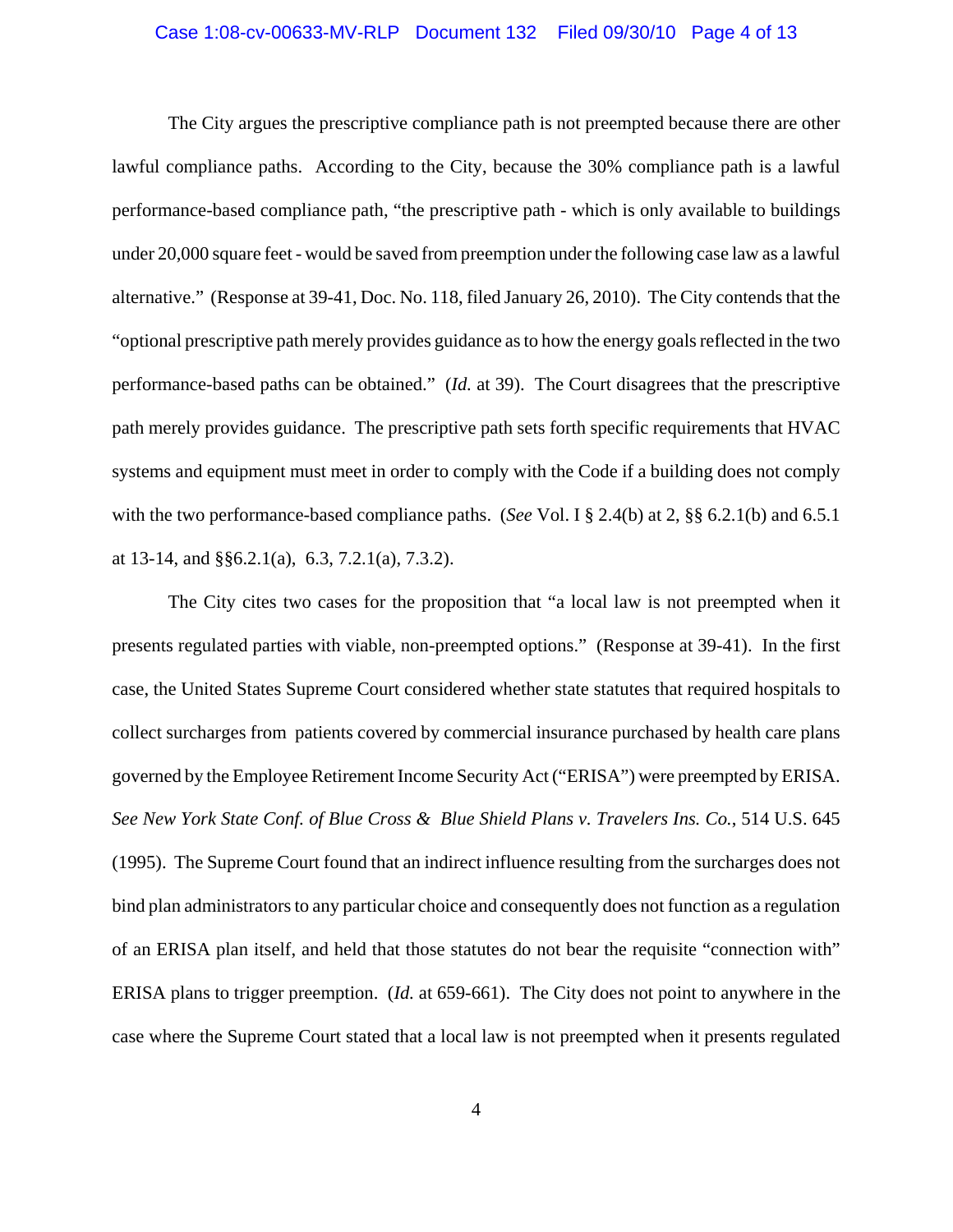The City argues the prescriptive compliance path is not preempted because there are other lawful compliance paths. According to the City, because the 30% compliance path is a lawful performance-based compliance path, "the prescriptive path - which is only available to buildings under 20,000 square feet - would be saved from preemption under the following case law as a lawful alternative." (Response at 39-41, Doc. No. 118, filed January 26, 2010). The City contends that the "optional prescriptive path merely provides guidance as to how the energy goals reflected in the two performance-based paths can be obtained." (*Id.* at 39). The Court disagrees that the prescriptive path merely provides guidance. The prescriptive path sets forth specific requirements that HVAC systems and equipment must meet in order to comply with the Code if a building does not comply with the two performance-based compliance paths. (*See* Vol. I § 2.4(b) at 2, §§ 6.2.1(b) and 6.5.1 at 13-14, and §§6.2.1(a), 6.3, 7.2.1(a), 7.3.2).

The City cites two cases for the proposition that "a local law is not preempted when it presents regulated parties with viable, non-preempted options." (Response at 39-41). In the first case, the United States Supreme Court considered whether state statutes that required hospitals to collect surcharges from patients covered by commercial insurance purchased by health care plans governed by the Employee Retirement Income Security Act ("ERISA") were preempted by ERISA. *See New York State Conf. of Blue Cross & Blue Shield Plans v. Travelers Ins. Co.*, 514 U.S. 645 (1995). The Supreme Court found that an indirect influence resulting from the surcharges does not bind plan administrators to any particular choice and consequently does not function as a regulation of an ERISA plan itself, and held that those statutes do not bear the requisite "connection with" ERISA plans to trigger preemption. (*Id.* at 659-661). The City does not point to anywhere in the case where the Supreme Court stated that a local law is not preempted when it presents regulated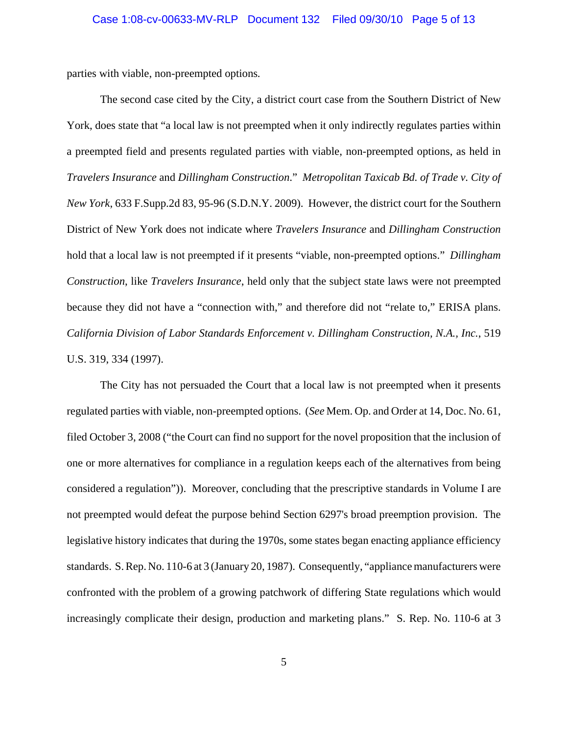parties with viable, non-preempted options.

The second case cited by the City, a district court case from the Southern District of New York, does state that "a local law is not preempted when it only indirectly regulates parties within a preempted field and presents regulated parties with viable, non-preempted options, as held in *Travelers Insurance* and *Dillingham Construction*." *Metropolitan Taxicab Bd. of Trade v. City of New York*, 633 F.Supp.2d 83, 95-96 (S.D.N.Y. 2009). However, the district court for the Southern District of New York does not indicate where *Travelers Insurance* and *Dillingham Construction* hold that a local law is not preempted if it presents "viable, non-preempted options." *Dillingham Construction*, like *Travelers Insurance*, held only that the subject state laws were not preempted because they did not have a "connection with," and therefore did not "relate to," ERISA plans. *California Division of Labor Standards Enforcement v. Dillingham Construction, N.A., Inc.*, 519 U.S. 319, 334 (1997).

The City has not persuaded the Court that a local law is not preempted when it presents regulated parties with viable, non-preempted options. (*See* Mem. Op. and Order at 14, Doc. No. 61, filed October 3, 2008 ("the Court can find no support for the novel proposition that the inclusion of one or more alternatives for compliance in a regulation keeps each of the alternatives from being considered a regulation")). Moreover, concluding that the prescriptive standards in Volume I are not preempted would defeat the purpose behind Section 6297's broad preemption provision. The legislative history indicates that during the 1970s, some states began enacting appliance efficiency standards. S. Rep. No. 110-6 at 3 (January 20, 1987). Consequently, "appliance manufacturers were confronted with the problem of a growing patchwork of differing State regulations which would increasingly complicate their design, production and marketing plans." S. Rep. No. 110-6 at 3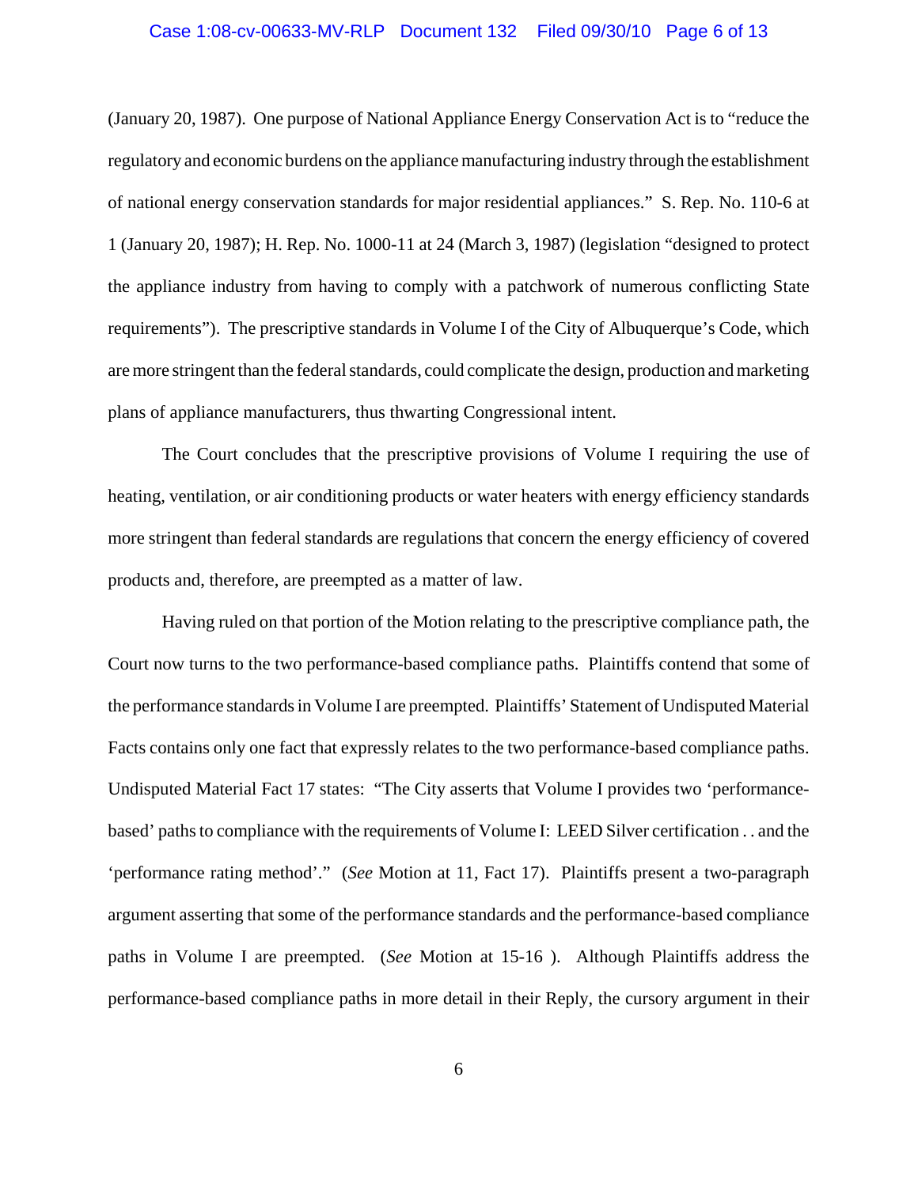(January 20, 1987). One purpose of National Appliance Energy Conservation Act is to "reduce the regulatory and economic burdens on the appliance manufacturing industry through the establishment of national energy conservation standards for major residential appliances." S. Rep. No. 110-6 at 1 (January 20, 1987); H. Rep. No. 1000-11 at 24 (March 3, 1987) (legislation "designed to protect the appliance industry from having to comply with a patchwork of numerous conflicting State requirements"). The prescriptive standards in Volume I of the City of Albuquerque's Code, which are more stringent than the federal standards, could complicate the design, production and marketing plans of appliance manufacturers, thus thwarting Congressional intent.

The Court concludes that the prescriptive provisions of Volume I requiring the use of heating, ventilation, or air conditioning products or water heaters with energy efficiency standards more stringent than federal standards are regulations that concern the energy efficiency of covered products and, therefore, are preempted as a matter of law.

Having ruled on that portion of the Motion relating to the prescriptive compliance path, the Court now turns to the two performance-based compliance paths. Plaintiffs contend that some of the performance standards in Volume I are preempted. Plaintiffs' Statement of Undisputed Material Facts contains only one fact that expressly relates to the two performance-based compliance paths. Undisputed Material Fact 17 states: "The City asserts that Volume I provides two 'performance-based' paths to compliance with the requirements of Volume I: LEED Silver certification . . and the 'performance rating method'." (*See* Motion at 11, Fact 17). Plaintiffs present a two-paragraph argument asserting that some of the performance standards and the performance-based compliance paths in Volume I are preempted. (*See* Motion at 15-16 ). Although Plaintiffs address the performance-based compliance paths in more detail in their Reply, the cursory argument in their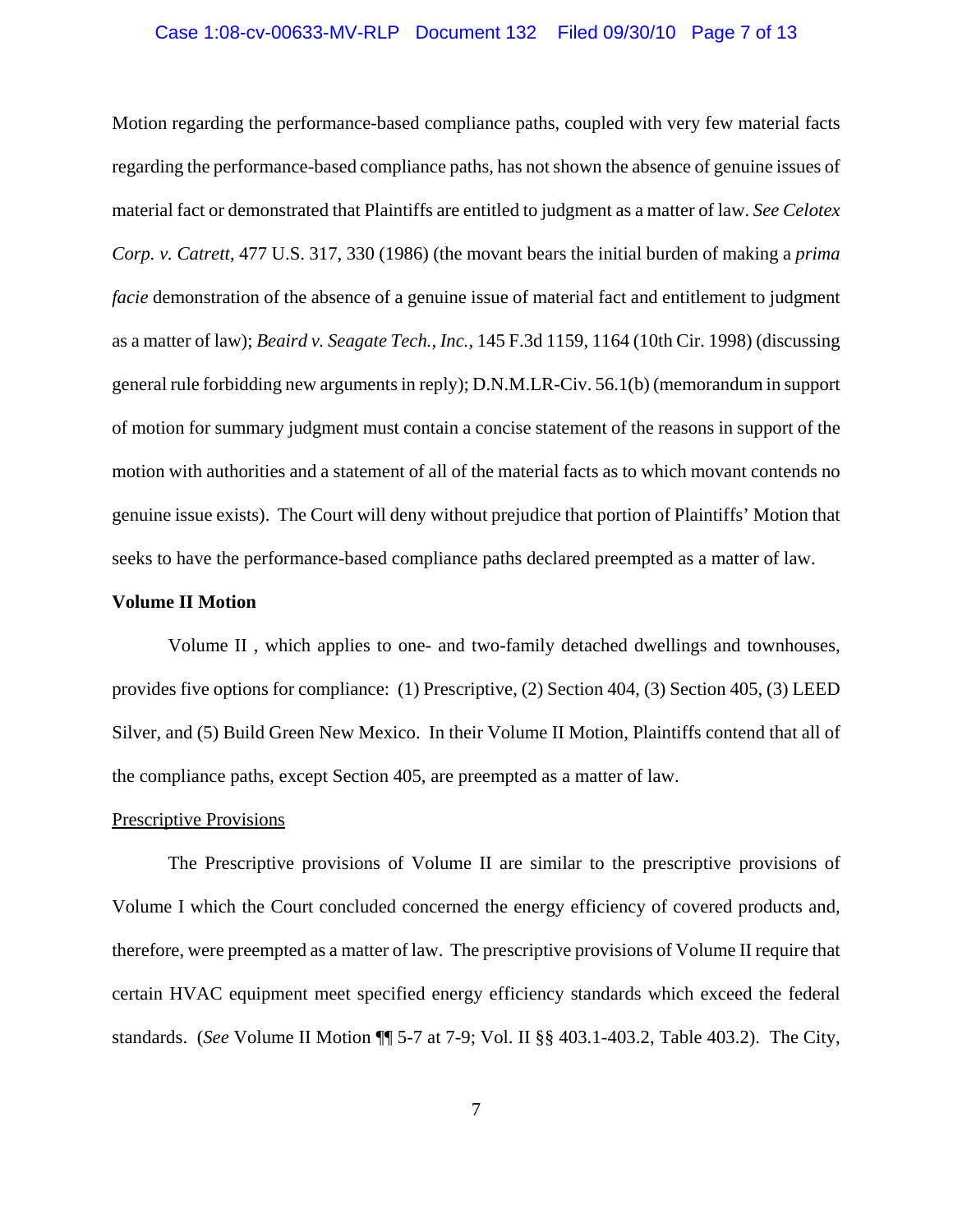Motion regarding the performance-based compliance paths, coupled with very few material facts regarding the performance-based compliance paths, has not shown the absence of genuine issues of material fact or demonstrated that Plaintiffs are entitled to judgment as a matter of law. *See Celotex Corp. v. Catrett*, 477 U.S. 317, 330 (1986) (the movant bears the initial burden of making a *prima facie* demonstration of the absence of a genuine issue of material fact and entitlement to judgment as a matter of law); *Beaird v. Seagate Tech., Inc.*, 145 F.3d 1159, 1164 (10th Cir. 1998) (discussing general rule forbidding new arguments in reply); D.N.M.LR-Civ. 56.1(b) (memorandum in support of motion for summary judgment must contain a concise statement of the reasons in support of the motion with authorities and a statement of all of the material facts as to which movant contends no genuine issue exists). The Court will deny without prejudice that portion of Plaintiffs' Motion that seeks to have the performance-based compliance paths declared preempted as a matter of law.

**Volume II Motion**

Volume II , which applies to one- and two-family detached dwellings and townhouses, provides five options for compliance: (1) Prescriptive, (2) Section 404, (3) Section 405, (3) LEED Silver, and (5) Build Green New Mexico. In their Volume II Motion, Plaintiffs contend that all of the compliance paths, except Section 405, are preempted as a matter of law.

Prescriptive Provisions

The Prescriptive provisions of Volume II are similar to the prescriptive provisions of Volume I which the Court concluded concerned the energy efficiency of covered products and, therefore, were preempted as a matter of law. The prescriptive provisions of Volume II require that certain HVAC equipment meet specified energy efficiency standards which exceed the federal standards. (*See* Volume II Motion ¶¶ 5-7 at 7-9; Vol. II §§ 403.1-403.2, Table 403.2). The City,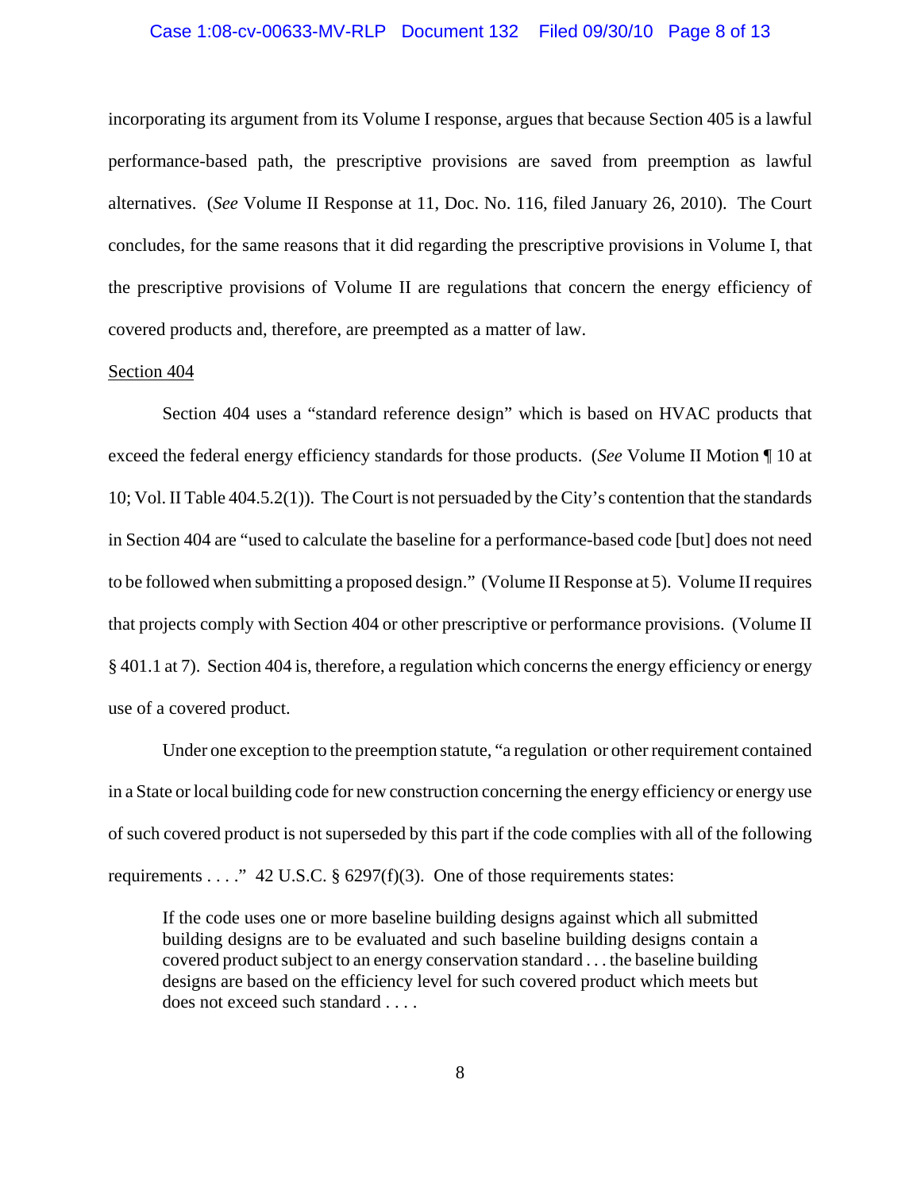incorporating its argument from its Volume I response, argues that because Section 405 is a lawful performance-based path, the prescriptive provisions are saved from preemption as lawful alternatives. (*See* Volume II Response at 11, Doc. No. 116, filed January 26, 2010). The Court concludes, for the same reasons that it did regarding the prescriptive provisions in Volume I, that the prescriptive provisions of Volume II are regulations that concern the energy efficiency of covered products and, therefore, are preempted as a matter of law.

Section 404

Section 404 uses a "standard reference design" which is based on HVAC products that exceed the federal energy efficiency standards for those products. (*See* Volume II Motion ¶ 10 at 10; Vol. II Table 404.5.2(1)). The Court is not persuaded by the City's contention that the standards in Section 404 are "used to calculate the baseline for a performance-based code [but] does not need to be followed when submitting a proposed design." (Volume II Response at 5). Volume II requires that projects comply with Section 404 or other prescriptive or performance provisions. (Volume II § 401.1 at 7). Section 404 is, therefore, a regulation which concerns the energy efficiency or energy use of a covered product.

Under one exception to the preemption statute, "a regulation or other requirement contained in a State or local building code for new construction concerning the energy efficiency or energy use of such covered product is not superseded by this part if the code complies with all of the following requirements . . . ." 42 U.S.C. § 6297(f)(3). One of those requirements states:

> If the code uses one or more baseline building designs against which all submitted building designs are to be evaluated and such baseline building designs contain a covered product subject to an energy conservation standard . . . the baseline building designs are based on the efficiency level for such covered product which meets but does not exceed such standard . . . .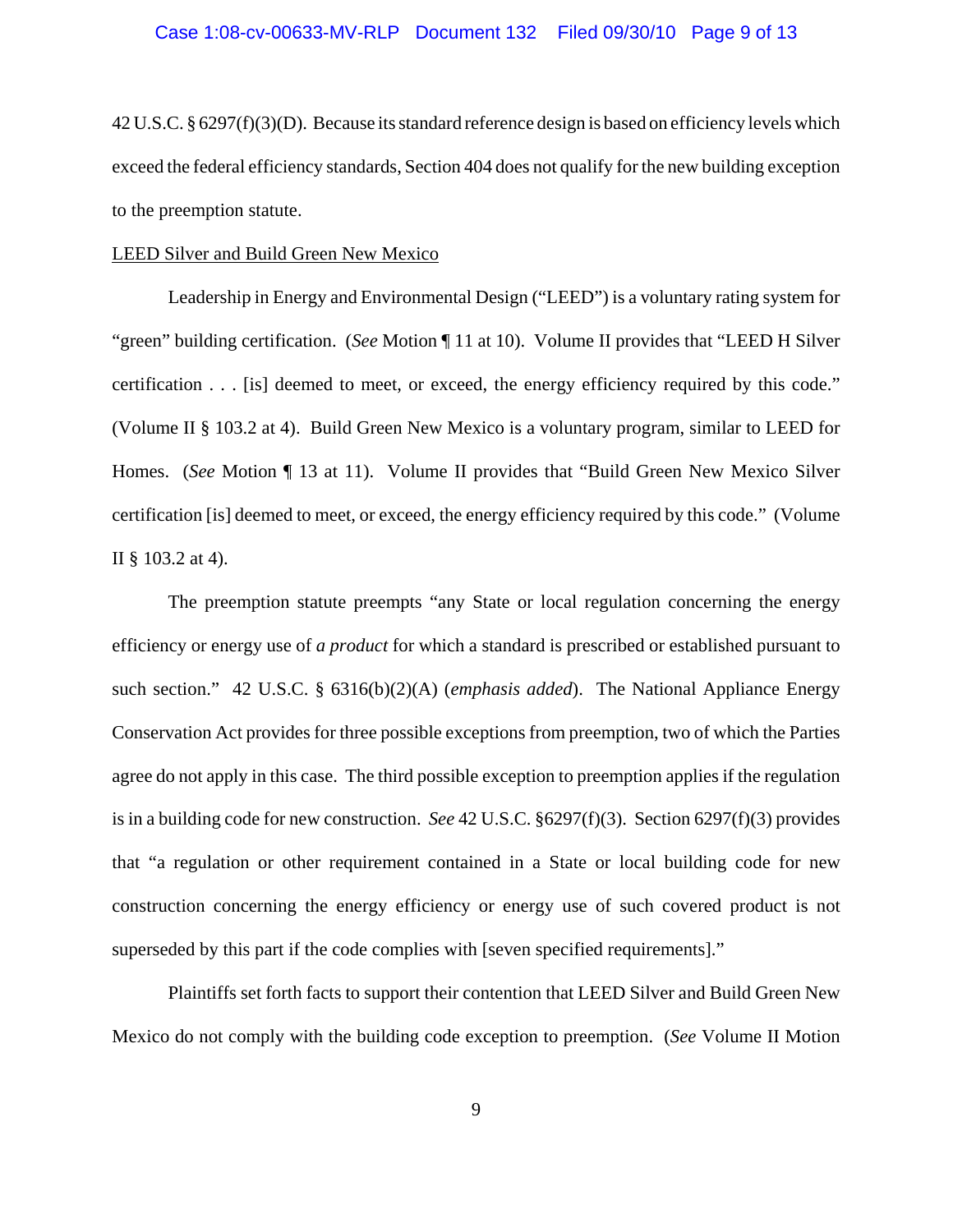42 U.S.C. § 6297(f)(3)(D). Because its standard reference design is based on efficiency levels which exceed the federal efficiency standards, Section 404 does not qualify for the new building exception to the preemption statute.

<u>LEED Silver and Build Green New Mexico</u>

Leadership in Energy and Environmental Design ("LEED") is a voluntary rating system for "green" building certification. (*See* Motion ¶ 11 at 10). Volume II provides that "LEED H Silver certification . . . [is] deemed to meet, or exceed, the energy efficiency required by this code." (Volume II § 103.2 at 4). Build Green New Mexico is a voluntary program, similar to LEED for Homes. (*See* Motion ¶ 13 at 11). Volume II provides that "Build Green New Mexico Silver certification [is] deemed to meet, or exceed, the energy efficiency required by this code." (Volume II § 103.2 at 4).

The preemption statute preempts "any State or local regulation concerning the energy efficiency or energy use of *a product* for which a standard is prescribed or established pursuant to such section." 42 U.S.C. § 6316(b)(2)(A) (*emphasis added*). The National Appliance Energy Conservation Act provides for three possible exceptions from preemption, two of which the Parties agree do not apply in this case. The third possible exception to preemption applies if the regulation is in a building code for new construction. *See* 42 U.S.C. §6297(f)(3). Section 6297(f)(3) provides that "a regulation or other requirement contained in a State or local building code for new construction concerning the energy efficiency or energy use of such covered product is not superseded by this part if the code complies with [seven specified requirements]."

Plaintiffs set forth facts to support their contention that LEED Silver and Build Green New Mexico do not comply with the building code exception to preemption. (*See* Volume II Motion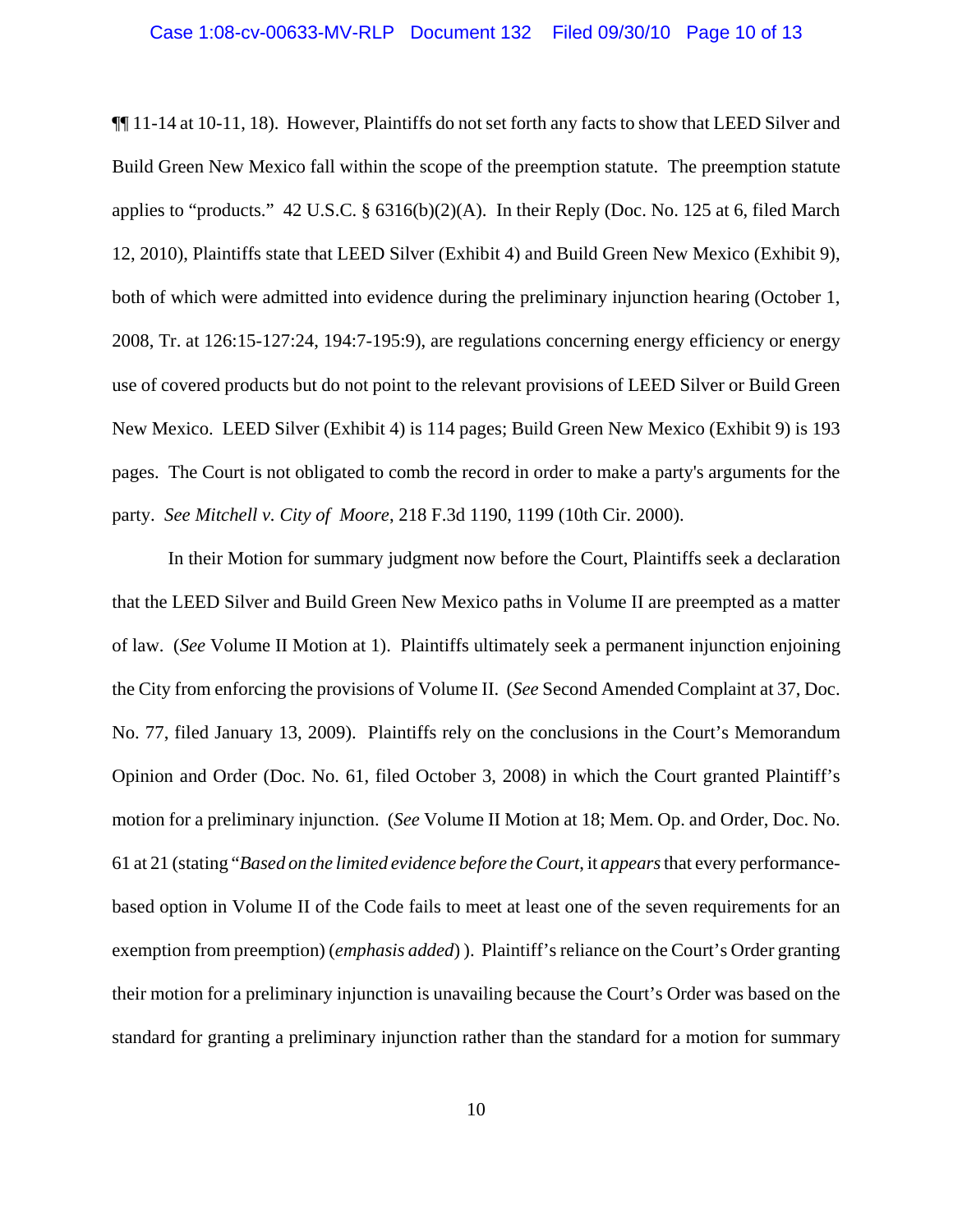¶¶ 11-14 at 10-11, 18). However, Plaintiffs do not set forth any facts to show that LEED Silver and Build Green New Mexico fall within the scope of the preemption statute. The preemption statute applies to "products." 42 U.S.C. § 6316(b)(2)(A). In their Reply (Doc. No. 125 at 6, filed March 12, 2010), Plaintiffs state that LEED Silver (Exhibit 4) and Build Green New Mexico (Exhibit 9), both of which were admitted into evidence during the preliminary injunction hearing (October 1, 2008, Tr. at 126:15-127:24, 194:7-195:9), are regulations concerning energy efficiency or energy use of covered products but do not point to the relevant provisions of LEED Silver or Build Green New Mexico. LEED Silver (Exhibit 4) is 114 pages; Build Green New Mexico (Exhibit 9) is 193 pages. The Court is not obligated to comb the record in order to make a party's arguments for the party. *See Mitchell v. City of Moore*, 218 F.3d 1190, 1199 (10th Cir. 2000).

In their Motion for summary judgment now before the Court, Plaintiffs seek a declaration that the LEED Silver and Build Green New Mexico paths in Volume II are preempted as a matter of law. (*See* Volume II Motion at 1). Plaintiffs ultimately seek a permanent injunction enjoining the City from enforcing the provisions of Volume II. (*See* Second Amended Complaint at 37, Doc. No. 77, filed January 13, 2009). Plaintiffs rely on the conclusions in the Court's Memorandum Opinion and Order (Doc. No. 61, filed October 3, 2008) in which the Court granted Plaintiff's motion for a preliminary injunction. (*See* Volume II Motion at 18; Mem. Op. and Order, Doc. No. 61 at 21 (stating "*Based on the limited evidence before the Court*, it *appears* that every performance-based option in Volume II of the Code fails to meet at least one of the seven requirements for an exemption from preemption) (*emphasis added*) ). Plaintiff's reliance on the Court's Order granting their motion for a preliminary injunction is unavailing because the Court's Order was based on the standard for granting a preliminary injunction rather than the standard for a motion for summary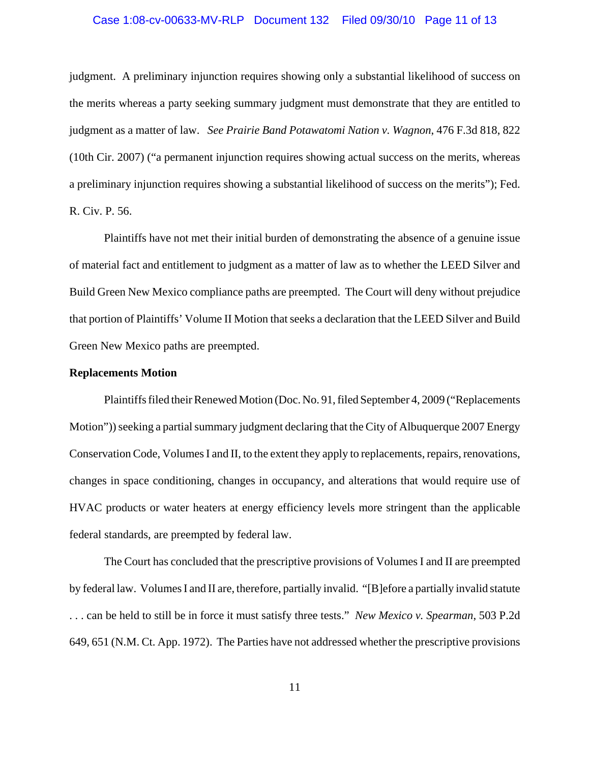judgment. A preliminary injunction requires showing only a substantial likelihood of success on the merits whereas a party seeking summary judgment must demonstrate that they are entitled to judgment as a matter of law. *See Prairie Band Potawatomi Nation v. Wagnon*, 476 F.3d 818, 822 (10th Cir. 2007) ("a permanent injunction requires showing actual success on the merits, whereas a preliminary injunction requires showing a substantial likelihood of success on the merits"); Fed. R. Civ. P. 56.

Plaintiffs have not met their initial burden of demonstrating the absence of a genuine issue of material fact and entitlement to judgment as a matter of law as to whether the LEED Silver and Build Green New Mexico compliance paths are preempted. The Court will deny without prejudice that portion of Plaintiffs' Volume II Motion that seeks a declaration that the LEED Silver and Build Green New Mexico paths are preempted.

**Replacements Motion**

Plaintiffs filed their Renewed Motion (Doc. No. 91, filed September 4, 2009 ("Replacements Motion")) seeking a partial summary judgment declaring that the City of Albuquerque 2007 Energy Conservation Code, Volumes I and II, to the extent they apply to replacements, repairs, renovations, changes in space conditioning, changes in occupancy, and alterations that would require use of HVAC products or water heaters at energy efficiency levels more stringent than the applicable federal standards, are preempted by federal law.

The Court has concluded that the prescriptive provisions of Volumes I and II are preempted by federal law. Volumes I and II are, therefore, partially invalid. "[B]efore a partially invalid statute . . . can be held to still be in force it must satisfy three tests." *New Mexico v. Spearman*, 503 P.2d 649, 651 (N.M. Ct. App. 1972). The Parties have not addressed whether the prescriptive provisions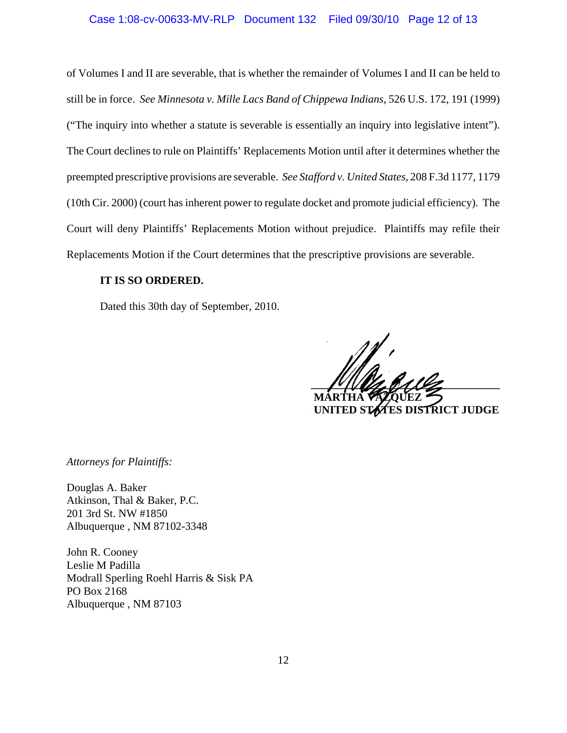of Volumes I and II are severable, that is whether the remainder of Volumes I and II can be held to still be in force. *See Minnesota v. Mille Lacs Band of Chippewa Indians*, 526 U.S. 172, 191 (1999) ("The inquiry into whether a statute is severable is essentially an inquiry into legislative intent"). The Court declines to rule on Plaintiffs' Replacements Motion until after it determines whether the preempted prescriptive provisions are severable. *See Stafford v. United States*, 208 F.3d 1177, 1179 (10th Cir. 2000) (court has inherent power to regulate docket and promote judicial efficiency). The Court will deny Plaintiffs' Replacements Motion without prejudice. Plaintiffs may refile their Replacements Motion if the Court determines that the prescriptive provisions are severable.

**IT IS SO ORDERED.**

Dated this 30th day of September, 2010.

**MARTHA VÁZQUEZ**
**UNITED STATES DISTRICT JUDGE**

*Attorneys for Plaintiffs:*

Douglas A. Baker
Atkinson, Thal & Baker, P.C.
201 3rd St. NW #1850
Albuquerque , NM 87102-3348

John R. Cooney
Leslie M Padilla
Modrall Sperling Roehl Harris & Sisk PA
PO Box 2168
Albuquerque , NM 87103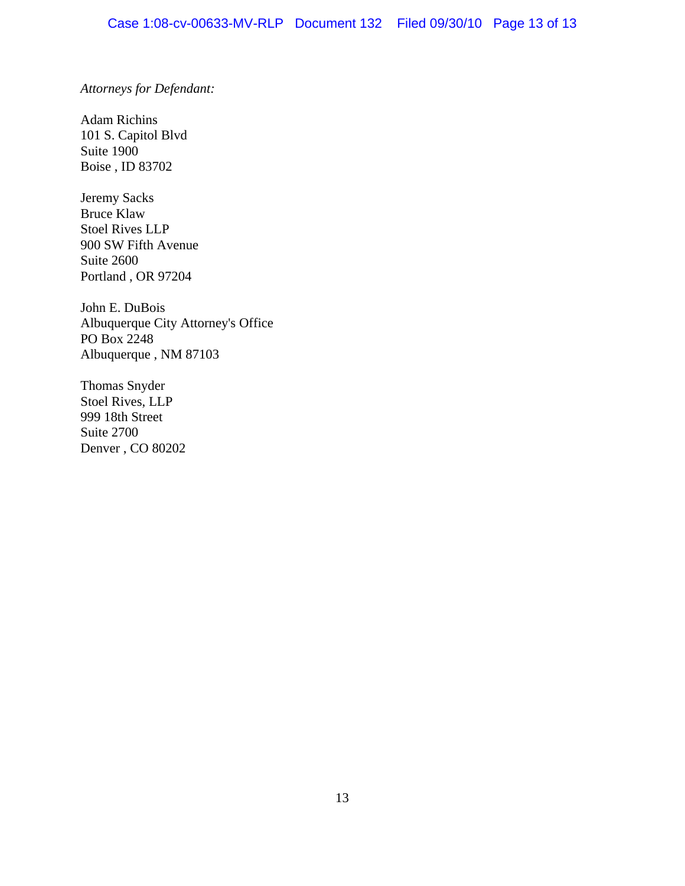*Attorneys for Defendant:*

Adam Richins
101 S. Capitol Blvd
Suite 1900
Boise , ID 83702

Jeremy Sacks
Bruce Klaw
Stoel Rives LLP
900 SW Fifth Avenue
Suite 2600
Portland , OR 97204

John E. DuBois
Albuquerque City Attorney's Office
PO Box 2248
Albuquerque , NM 87103

Thomas Snyder
Stoel Rives, LLP
999 18th Street
Suite 2700
Denver , CO 80202